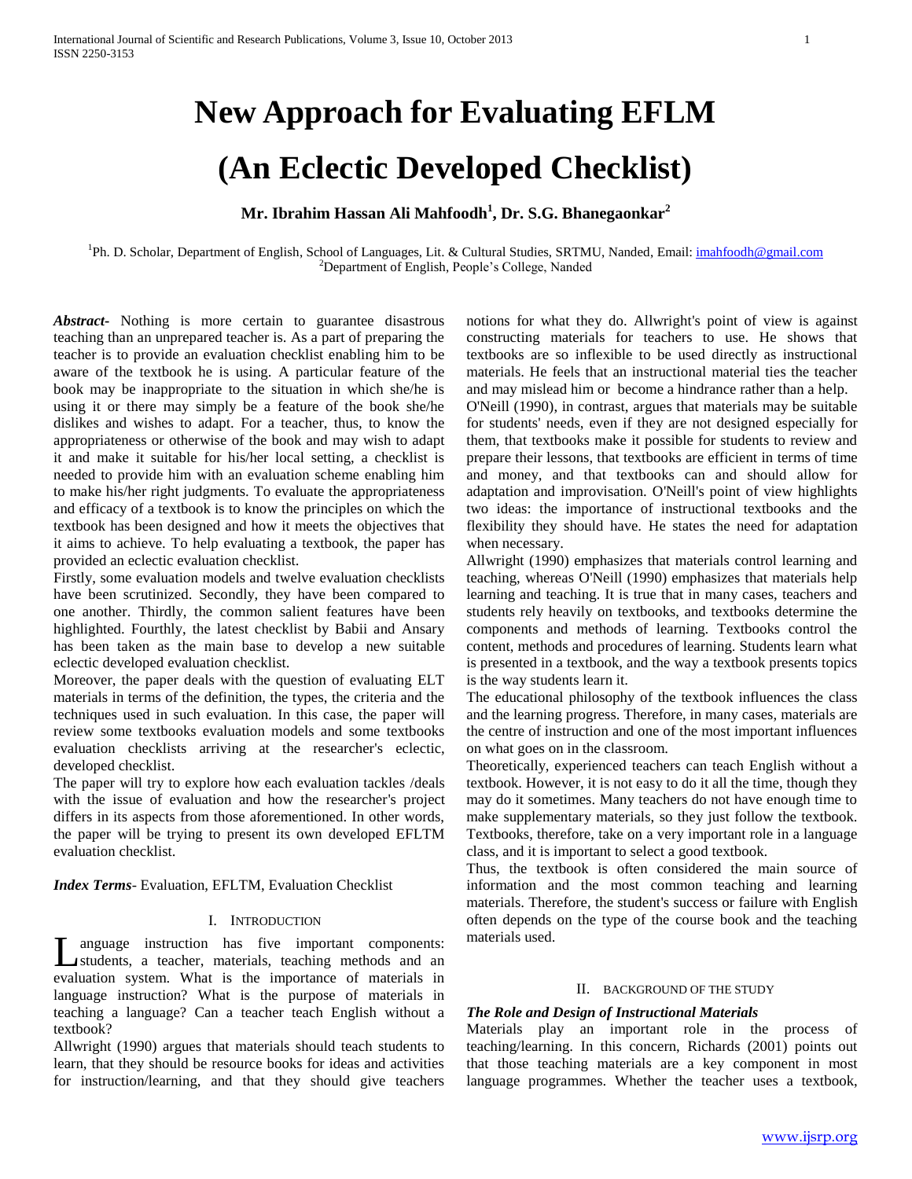# New Approach for Evaluating EFLM (An Eclectic Developed Checklist)

**Mr. Ibrahim Hassan Ali Mahfoodh[1], Dr. S.G. Bhanegaonkar[2]**

[1]Ph. D. Scholar, Department of English, School of Languages, Lit. & Cultural Studies, SRTMU, Nanded, Email: imahfoodh@gmail.com
[2]Department of English, People's College, Nanded

***Abstract***- Nothing is more certain to guarantee disastrous teaching than an unprepared teacher is. As a part of preparing the teacher is to provide an evaluation checklist enabling him to be aware of the textbook he is using. A particular feature of the book may be inappropriate to the situation in which she/he is using it or there may simply be a feature of the book she/he dislikes and wishes to adapt. For a teacher, thus, to know the appropriateness or otherwise of the book and may wish to adapt it and make it suitable for his/her local setting, a checklist is needed to provide him with an evaluation scheme enabling him to make his/her right judgments. To evaluate the appropriateness and efficacy of a textbook is to know the principles on which the textbook has been designed and how it meets the objectives that it aims to achieve. To help evaluating a textbook, the paper has provided an eclectic evaluation checklist.

Firstly, some evaluation models and twelve evaluation checklists have been scrutinized. Secondly, they have been compared to one another. Thirdly, the common salient features have been highlighted. Fourthly, the latest checklist by Babii and Ansary has been taken as the main base to develop a new suitable eclectic developed evaluation checklist.

Moreover, the paper deals with the question of evaluating ELT materials in terms of the definition, the types, the criteria and the techniques used in such evaluation. In this case, the paper will review some textbooks evaluation models and some textbooks evaluation checklists arriving at the researcher's eclectic, developed checklist.

The paper will try to explore how each evaluation tackles /deals with the issue of evaluation and how the researcher's project differs in its aspects from those aforementioned. In other words, the paper will be trying to present its own developed EFLTM evaluation checklist.

***Index Terms***- Evaluation, EFLTM, Evaluation Checklist

## I. Introduction

Language instruction has five important components: students, a teacher, materials, teaching methods and an evaluation system. What is the importance of materials in language instruction? What is the purpose of materials in teaching a language? Can a teacher teach English without a textbook?

Allwright (1990) argues that materials should teach students to learn, that they should be resource books for ideas and activities for instruction/learning, and that they should give teachers notions for what they do. Allwright's point of view is against constructing materials for teachers to use. He shows that textbooks are so inflexible to be used directly as instructional materials. He feels that an instructional material ties the teacher and may mislead him or become a hindrance rather than a help.

O'Neill (1990), in contrast, argues that materials may be suitable for students' needs, even if they are not designed especially for them, that textbooks make it possible for students to review and prepare their lessons, that textbooks are efficient in terms of time and money, and that textbooks can and should allow for adaptation and improvisation. O'Neill's point of view highlights two ideas: the importance of instructional textbooks and the flexibility they should have. He states the need for adaptation when necessary.

Allwright (1990) emphasizes that materials control learning and teaching, whereas O'Neill (1990) emphasizes that materials help learning and teaching. It is true that in many cases, teachers and students rely heavily on textbooks, and textbooks determine the components and methods of learning. Textbooks control the content, methods and procedures of learning. Students learn what is presented in a textbook, and the way a textbook presents topics is the way students learn it.

The educational philosophy of the textbook influences the class and the learning progress. Therefore, in many cases, materials are the centre of instruction and one of the most important influences on what goes on in the classroom.

Theoretically, experienced teachers can teach English without a textbook. However, it is not easy to do it all the time, though they may do it sometimes. Many teachers do not have enough time to make supplementary materials, so they just follow the textbook. Textbooks, therefore, take on a very important role in a language class, and it is important to select a good textbook.

Thus, the textbook is often considered the main source of information and the most common teaching and learning materials. Therefore, the student's success or failure with English often depends on the type of the course book and the teaching materials used.

## II. Background of the Study

### *The Role and Design of Instructional Materials*

Materials play an important role in the process of teaching/learning. In this concern, Richards (2001) points out that those teaching materials are a key component in most language programmes. Whether the teacher uses a textbook,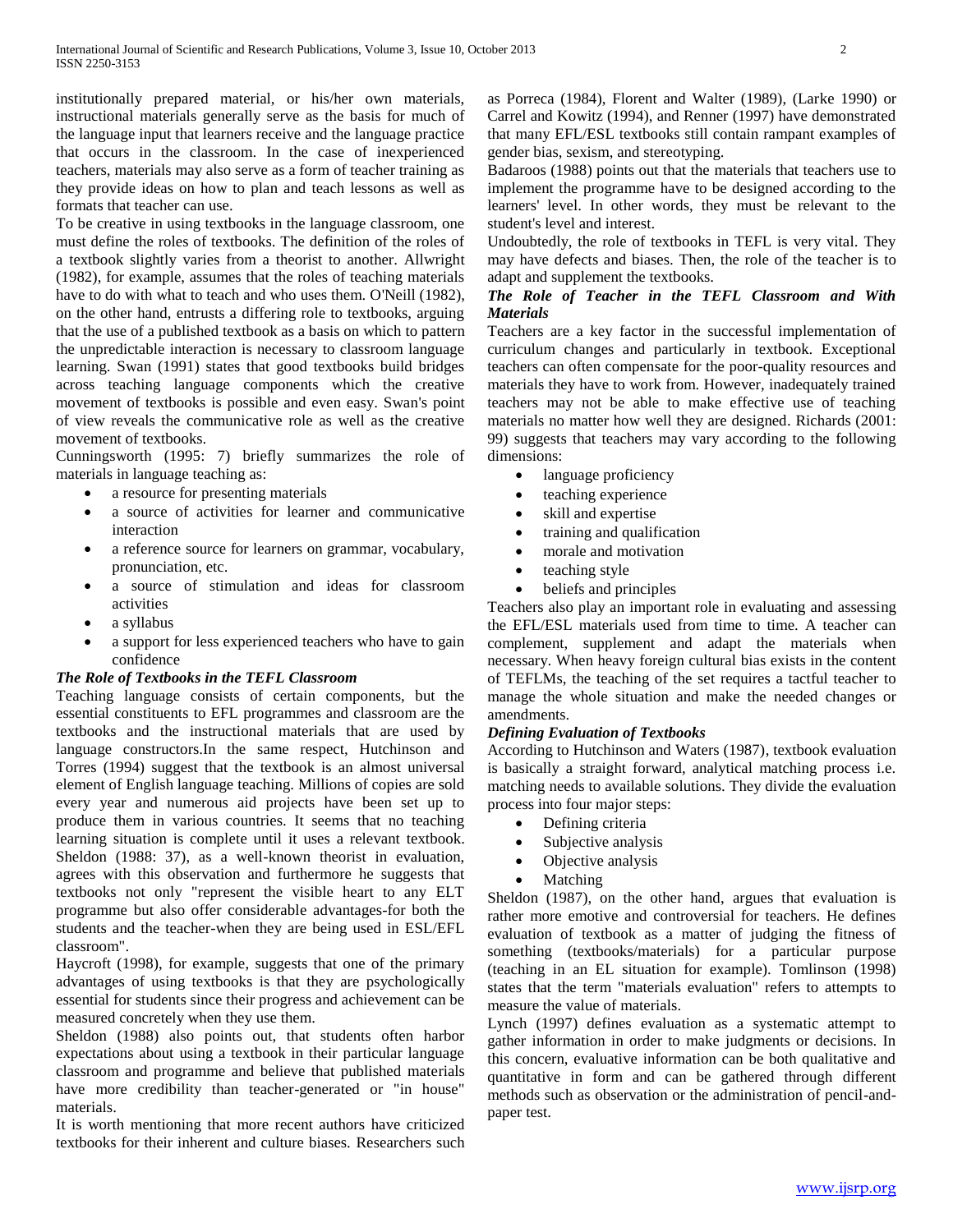institutionally prepared material, or his/her own materials, instructional materials generally serve as the basis for much of the language input that learners receive and the language practice that occurs in the classroom. In the case of inexperienced teachers, materials may also serve as a form of teacher training as they provide ideas on how to plan and teach lessons as well as formats that teacher can use.

To be creative in using textbooks in the language classroom, one must define the roles of textbooks. The definition of the roles of a textbook slightly varies from a theorist to another. Allwright (1982), for example, assumes that the roles of teaching materials have to do with what to teach and who uses them. O'Neill (1982), on the other hand, entrusts a differing role to textbooks, arguing that the use of a published textbook as a basis on which to pattern the unpredictable interaction is necessary to classroom language learning. Swan (1991) states that good textbooks build bridges across teaching language components which the creative movement of textbooks is possible and even easy. Swan's point of view reveals the communicative role as well as the creative movement of textbooks.

Cunningsworth (1995: 7) briefly summarizes the role of materials in language teaching as:

- a resource for presenting materials
- a source of activities for learner and communicative interaction
- a reference source for learners on grammar, vocabulary, pronunciation, etc.
- a source of stimulation and ideas for classroom activities
- a syllabus
- a support for less experienced teachers who have to gain confidence

***The Role of Textbooks in the TEFL Classroom***

Teaching language consists of certain components, but the essential constituents to EFL programmes and classroom are the textbooks and the instructional materials that are used by language constructors.In the same respect, Hutchinson and Torres (1994) suggest that the textbook is an almost universal element of English language teaching. Millions of copies are sold every year and numerous aid projects have been set up to produce them in various countries. It seems that no teaching learning situation is complete until it uses a relevant textbook. Sheldon (1988: 37), as a well-known theorist in evaluation, agrees with this observation and furthermore he suggests that textbooks not only "represent the visible heart to any ELT programme but also offer considerable advantages-for both the students and the teacher-when they are being used in ESL/EFL classroom".

Haycroft (1998), for example, suggests that one of the primary advantages of using textbooks is that they are psychologically essential for students since their progress and achievement can be measured concretely when they use them.

Sheldon (1988) also points out, that students often harbor expectations about using a textbook in their particular language classroom and programme and believe that published materials have more credibility than teacher-generated or "in house" materials.

It is worth mentioning that more recent authors have criticized textbooks for their inherent and culture biases. Researchers such as Porreca (1984), Florent and Walter (1989), (Larke 1990) or Carrel and Kowitz (1994), and Renner (1997) have demonstrated that many EFL/ESL textbooks still contain rampant examples of gender bias, sexism, and stereotyping.

Badaroos (1988) points out that the materials that teachers use to implement the programme have to be designed according to the learners' level. In other words, they must be relevant to the student's level and interest.

Undoubtedly, the role of textbooks in TEFL is very vital. They may have defects and biases. Then, the role of the teacher is to adapt and supplement the textbooks.

***The Role of Teacher in the TEFL Classroom and With Materials***

Teachers are a key factor in the successful implementation of curriculum changes and particularly in textbook. Exceptional teachers can often compensate for the poor-quality resources and materials they have to work from. However, inadequately trained teachers may not be able to make effective use of teaching materials no matter how well they are designed. Richards (2001: 99) suggests that teachers may vary according to the following dimensions:

- language proficiency
- teaching experience
- skill and expertise
- training and qualification
- morale and motivation
- teaching style
- beliefs and principles

Teachers also play an important role in evaluating and assessing the EFL/ESL materials used from time to time. A teacher can complement, supplement and adapt the materials when necessary. When heavy foreign cultural bias exists in the content of TEFLMs, the teaching of the set requires a tactful teacher to manage the whole situation and make the needed changes or amendments.

***Defining Evaluation of Textbooks***

According to Hutchinson and Waters (1987), textbook evaluation is basically a straight forward, analytical matching process i.e. matching needs to available solutions. They divide the evaluation process into four major steps:

- Defining criteria
- Subjective analysis
- Objective analysis
- Matching

Sheldon (1987), on the other hand, argues that evaluation is rather more emotive and controversial for teachers. He defines evaluation of textbook as a matter of judging the fitness of something (textbooks/materials) for a particular purpose (teaching in an EL situation for example). Tomlinson (1998) states that the term "materials evaluation" refers to attempts to measure the value of materials.

Lynch (1997) defines evaluation as a systematic attempt to gather information in order to make judgments or decisions. In this concern, evaluative information can be both qualitative and quantitative in form and can be gathered through different methods such as observation or the administration of pencil-and-paper test.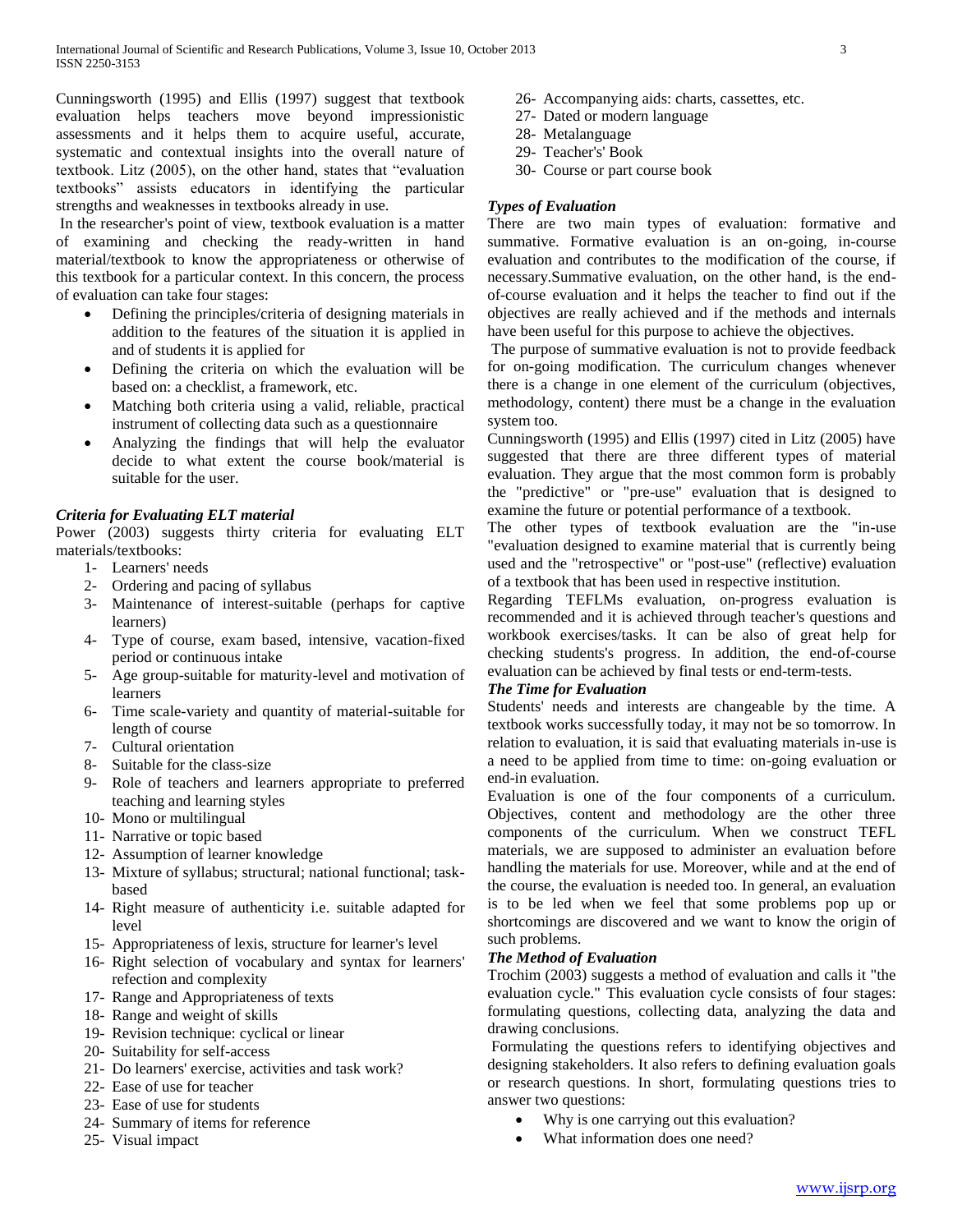Cunningsworth (1995) and Ellis (1997) suggest that textbook evaluation helps teachers move beyond impressionistic assessments and it helps them to acquire useful, accurate, systematic and contextual insights into the overall nature of textbook. Litz (2005), on the other hand, states that "evaluation textbooks" assists educators in identifying the particular strengths and weaknesses in textbooks already in use.

In the researcher's point of view, textbook evaluation is a matter of examining and checking the ready-written in hand material/textbook to know the appropriateness or otherwise of this textbook for a particular context. In this concern, the process of evaluation can take four stages:

- Defining the principles/criteria of designing materials in addition to the features of the situation it is applied in and of students it is applied for
- Defining the criteria on which the evaluation will be based on: a checklist, a framework, etc.
- Matching both criteria using a valid, reliable, practical instrument of collecting data such as a questionnaire
- Analyzing the findings that will help the evaluator decide to what extent the course book/material is suitable for the user.

***Criteria for Evaluating ELT material***

Power (2003) suggests thirty criteria for evaluating ELT materials/textbooks:

1- Learners' needs
2- Ordering and pacing of syllabus
3- Maintenance of interest-suitable (perhaps for captive learners)
4- Type of course, exam based, intensive, vacation-fixed period or continuous intake
5- Age group-suitable for maturity-level and motivation of learners
6- Time scale-variety and quantity of material-suitable for length of course
7- Cultural orientation
8- Suitable for the class-size
9- Role of teachers and learners appropriate to preferred teaching and learning styles
10- Mono or multilingual
11- Narrative or topic based
12- Assumption of learner knowledge
13- Mixture of syllabus; structural; national functional; task-based
14- Right measure of authenticity i.e. suitable adapted for level
15- Appropriateness of lexis, structure for learner's level
16- Right selection of vocabulary and syntax for learners' refection and complexity
17- Range and Appropriateness of texts
18- Range and weight of skills
19- Revision technique: cyclical or linear
20- Suitability for self-access
21- Do learners' exercise, activities and task work?
22- Ease of use for teacher
23- Ease of use for students
24- Summary of items for reference
25- Visual impact
26- Accompanying aids: charts, cassettes, etc.
27- Dated or modern language
28- Metalanguage
29- Teacher's' Book
30- Course or part course book

***Types of Evaluation***

There are two main types of evaluation: formative and summative. Formative evaluation is an on-going, in-course evaluation and contributes to the modification of the course, if necessary.Summative evaluation, on the other hand, is the end-of-course evaluation and it helps the teacher to find out if the objectives are really achieved and if the methods and internals have been useful for this purpose to achieve the objectives.

The purpose of summative evaluation is not to provide feedback for on-going modification. The curriculum changes whenever there is a change in one element of the curriculum (objectives, methodology, content) there must be a change in the evaluation system too.

Cunningsworth (1995) and Ellis (1997) cited in Litz (2005) have suggested that there are three different types of material evaluation. They argue that the most common form is probably the "predictive" or "pre-use" evaluation that is designed to examine the future or potential performance of a textbook.

The other types of textbook evaluation are the "in-use "evaluation designed to examine material that is currently being used and the "retrospective" or "post-use" (reflective) evaluation of a textbook that has been used in respective institution.

Regarding TEFLMs evaluation, on-progress evaluation is recommended and it is achieved through teacher's questions and workbook exercises/tasks. It can be also of great help for checking students's progress. In addition, the end-of-course evaluation can be achieved by final tests or end-term-tests.

***The Time for Evaluation***

Students' needs and interests are changeable by the time. A textbook works successfully today, it may not be so tomorrow. In relation to evaluation, it is said that evaluating materials in-use is a need to be applied from time to time: on-going evaluation or end-in evaluation.

Evaluation is one of the four components of a curriculum. Objectives, content and methodology are the other three components of the curriculum. When we construct TEFL materials, we are supposed to administer an evaluation before handling the materials for use. Moreover, while and at the end of the course, the evaluation is needed too. In general, an evaluation is to be led when we feel that some problems pop up or shortcomings are discovered and we want to know the origin of such problems.

***The Method of Evaluation***

Trochim (2003) suggests a method of evaluation and calls it "the evaluation cycle." This evaluation cycle consists of four stages: formulating questions, collecting data, analyzing the data and drawing conclusions.

Formulating the questions refers to identifying objectives and designing stakeholders. It also refers to defining evaluation goals or research questions. In short, formulating questions tries to answer two questions:

- Why is one carrying out this evaluation?
- What information does one need?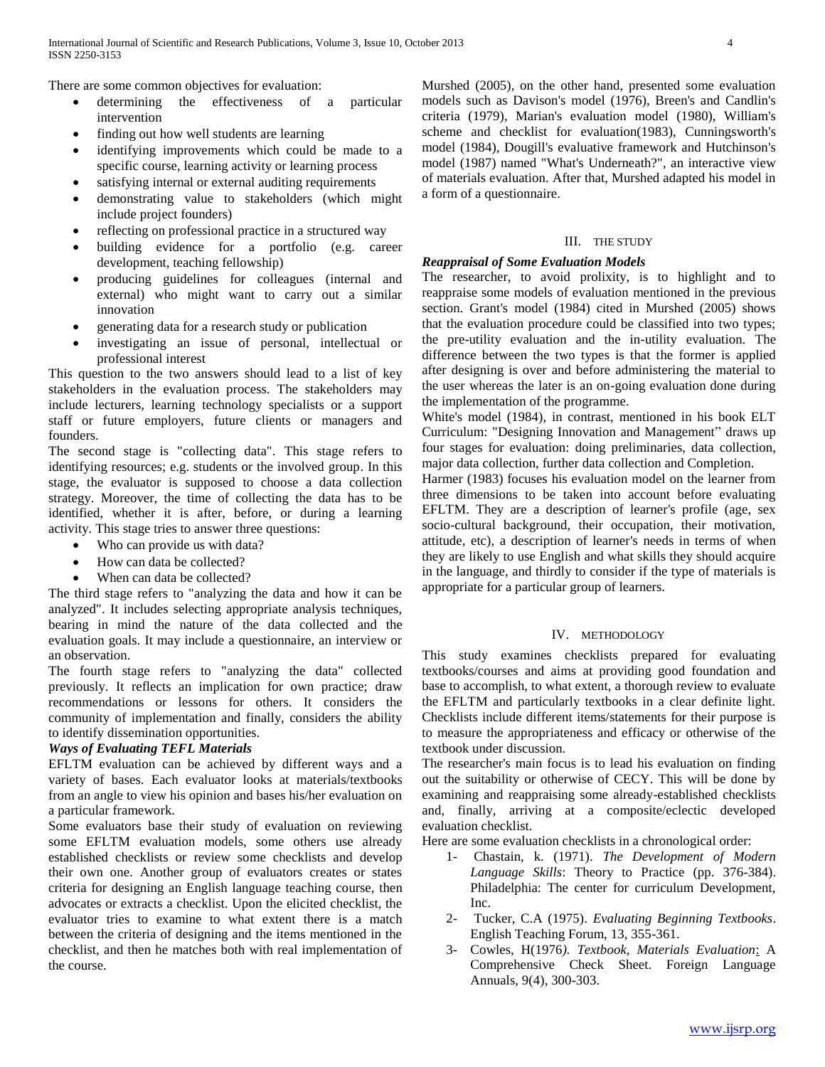There are some common objectives for evaluation:

- determining the effectiveness of a particular intervention
- finding out how well students are learning
- identifying improvements which could be made to a specific course, learning activity or learning process
- satisfying internal or external auditing requirements
- demonstrating value to stakeholders (which might include project founders)
- reflecting on professional practice in a structured way
- building evidence for a portfolio (e.g. career development, teaching fellowship)
- producing guidelines for colleagues (internal and external) who might want to carry out a similar innovation
- generating data for a research study or publication
- investigating an issue of personal, intellectual or professional interest

This question to the two answers should lead to a list of key stakeholders in the evaluation process. The stakeholders may include lecturers, learning technology specialists or a support staff or future employers, future clients or managers and founders.

The second stage is "collecting data". This stage refers to identifying resources; e.g. students or the involved group. In this stage, the evaluator is supposed to choose a data collection strategy. Moreover, the time of collecting the data has to be identified, whether it is after, before, or during a learning activity. This stage tries to answer three questions:

- Who can provide us with data?
- How can data be collected?
- When can data be collected?

The third stage refers to "analyzing the data and how it can be analyzed". It includes selecting appropriate analysis techniques, bearing in mind the nature of the data collected and the evaluation goals. It may include a questionnaire, an interview or an observation.

The fourth stage refers to "analyzing the data" collected previously. It reflects an implication for own practice; draw recommendations or lessons for others. It considers the community of implementation and finally, considers the ability to identify dissemination opportunities.

### *Ways of Evaluating TEFL Materials*

EFLTM evaluation can be achieved by different ways and a variety of bases. Each evaluator looks at materials/textbooks from an angle to view his opinion and bases his/her evaluation on a particular framework.

Some evaluators base their study of evaluation on reviewing some EFLTM evaluation models, some others use already established checklists or review some checklists and develop their own one. Another group of evaluators creates or states criteria for designing an English language teaching course, then advocates or extracts a checklist. Upon the elicited checklist, the evaluator tries to examine to what extent there is a match between the criteria of designing and the items mentioned in the checklist, and then he matches both with real implementation of the course.

Murshed (2005), on the other hand, presented some evaluation models such as Davison's model (1976), Breen's and Candlin's criteria (1979), Marian's evaluation model (1980), William's scheme and checklist for evaluation(1983), Cunningsworth's model (1984), Dougill's evaluative framework and Hutchinson's model (1987) named "What's Underneath?", an interactive view of materials evaluation. After that, Murshed adapted his model in a form of a questionnaire.

## III. The Study

### *Reappraisal of Some Evaluation Models*

The researcher, to avoid prolixity, is to highlight and to reappraise some models of evaluation mentioned in the previous section. Grant's model (1984) cited in Murshed (2005) shows that the evaluation procedure could be classified into two types; the pre-utility evaluation and the in-utility evaluation. The difference between the two types is that the former is applied after designing is over and before administering the material to the user whereas the later is an on-going evaluation done during the implementation of the programme.

White's model (1984), in contrast, mentioned in his book ELT Curriculum: "Designing Innovation and Management" draws up four stages for evaluation: doing preliminaries, data collection, major data collection, further data collection and Completion.

Harmer (1983) focuses his evaluation model on the learner from three dimensions to be taken into account before evaluating EFLTM. They are a description of learner's profile (age, sex socio-cultural background, their occupation, their motivation, attitude, etc), a description of learner's needs in terms of when they are likely to use English and what skills they should acquire in the language, and thirdly to consider if the type of materials is appropriate for a particular group of learners.

## IV. Methodology

This study examines checklists prepared for evaluating textbooks/courses and aims at providing good foundation and base to accomplish, to what extent, a thorough review to evaluate the EFLTM and particularly textbooks in a clear definite light. Checklists include different items/statements for their purpose is to measure the appropriateness and efficacy or otherwise of the textbook under discussion.

The researcher's main focus is to lead his evaluation on finding out the suitability or otherwise of CECY. This will be done by examining and reappraising some already-established checklists and, finally, arriving at a composite/eclectic developed evaluation checklist.

Here are some evaluation checklists in a chronological order:

1- Chastain, k. (1971). *The Development of Modern Language Skills*: Theory to Practice (pp. 376-384). Philadelphia: The center for curriculum Development, Inc.

2- Tucker, C.A (1975). *Evaluating Beginning Textbooks*. English Teaching Forum, 13, 355-361.

3- Cowles, H(1976*). Textbook, Materials Evaluation*: A Comprehensive Check Sheet. Foreign Language Annuals, 9(4), 300-303.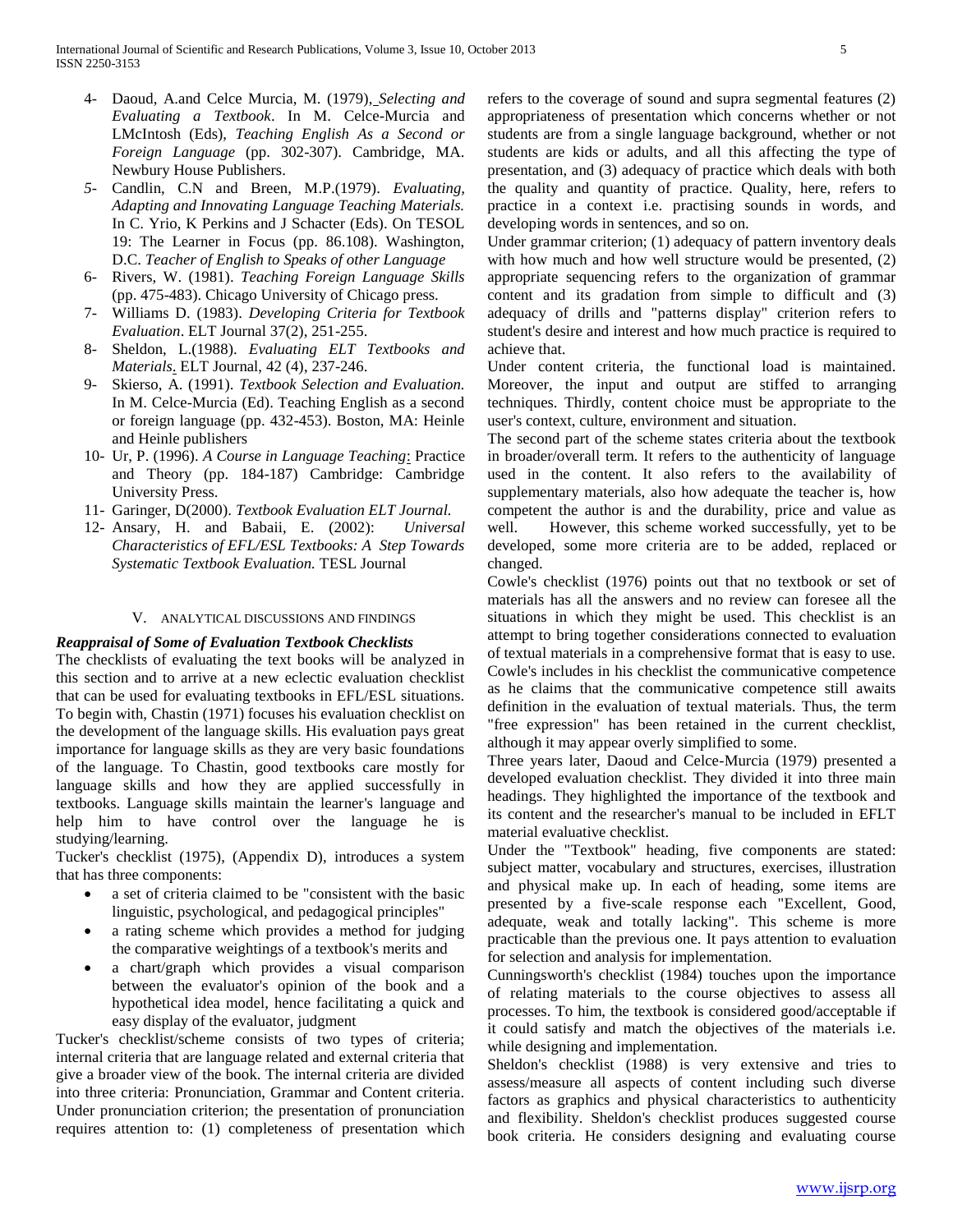4- Daoud, A.and Celce Murcia, M. (1979), *Selecting and Evaluating a Textbook*. In M. Celce-Murcia and LMcIntosh (Eds), *Teaching English As a Second or Foreign Language* (pp. 302-307). Cambridge, MA. Newbury House Publishers.

5- Candlin, C.N and Breen, M.P.(1979). *Evaluating, Adapting and Innovating Language Teaching Materials.* In C. Yrio, K Perkins and J Schacter (Eds). On TESOL 19: The Learner in Focus (pp. 86.108). Washington, D.C. *Teacher of English to Speaks of other Language*

6- Rivers, W. (1981). *Teaching Foreign Language Skills* (pp. 475-483). Chicago University of Chicago press.

7- Williams D. (1983). *Developing Criteria for Textbook Evaluation*. ELT Journal 37(2), 251-255.

8- Sheldon, L.(1988). *Evaluating ELT Textbooks and Materials.* ELT Journal, 42 (4), 237-246.

9- Skierso, A. (1991). *Textbook Selection and Evaluation.* In M. Celce-Murcia (Ed). Teaching English as a second or foreign language (pp. 432-453). Boston, MA: Heinle and Heinle publishers

10- Ur, P. (1996). *A Course in Language Teaching*: Practice and Theory (pp. 184-187) Cambridge: Cambridge University Press.

11- Garinger, D(2000). *Textbook Evaluation ELT Journal.*

12- Ansary, H. and Babaii, E. (2002): *Universal Characteristics of EFL/ESL Textbooks: A Step Towards Systematic Textbook Evaluation.* TESL Journal

## V. Analytical Discussions and Findings

### *Reappraisal of Some of Evaluation Textbook Checklists*

The checklists of evaluating the text books will be analyzed in this section and to arrive at a new eclectic evaluation checklist that can be used for evaluating textbooks in EFL/ESL situations. To begin with, Chastin (1971) focuses his evaluation checklist on the development of the language skills. His evaluation pays great importance for language skills as they are very basic foundations of the language. To Chastin, good textbooks care mostly for language skills and how they are applied successfully in textbooks. Language skills maintain the learner's language and help him to have control over the language he is studying/learning.

Tucker's checklist (1975), (Appendix D), introduces a system that has three components:

- a set of criteria claimed to be "consistent with the basic linguistic, psychological, and pedagogical principles"
- a rating scheme which provides a method for judging the comparative weightings of a textbook's merits and
- a chart/graph which provides a visual comparison between the evaluator's opinion of the book and a hypothetical idea model, hence facilitating a quick and easy display of the evaluator, judgment

Tucker's checklist/scheme consists of two types of criteria; internal criteria that are language related and external criteria that give a broader view of the book. The internal criteria are divided into three criteria: Pronunciation, Grammar and Content criteria. Under pronunciation criterion; the presentation of pronunciation requires attention to: (1) completeness of presentation which refers to the coverage of sound and supra segmental features (2) appropriateness of presentation which concerns whether or not students are from a single language background, whether or not students are kids or adults, and all this affecting the type of presentation, and (3) adequacy of practice which deals with both the quality and quantity of practice. Quality, here, refers to practice in a context i.e. practising sounds in words, and developing words in sentences, and so on.

Under grammar criterion; (1) adequacy of pattern inventory deals with how much and how well structure would be presented, (2) appropriate sequencing refers to the organization of grammar content and its gradation from simple to difficult and (3) adequacy of drills and "patterns display" criterion refers to student's desire and interest and how much practice is required to achieve that.

Under content criteria, the functional load is maintained. Moreover, the input and output are stiffed to arranging techniques. Thirdly, content choice must be appropriate to the user's context, culture, environment and situation.

The second part of the scheme states criteria about the textbook in broader/overall term. It refers to the authenticity of language used in the content. It also refers to the availability of supplementary materials, also how adequate the teacher is, how competent the author is and the durability, price and value as well. However, this scheme worked successfully, yet to be developed, some more criteria are to be added, replaced or changed.

Cowle's checklist (1976) points out that no textbook or set of materials has all the answers and no review can foresee all the situations in which they might be used. This checklist is an attempt to bring together considerations connected to evaluation of textual materials in a comprehensive format that is easy to use. Cowle's includes in his checklist the communicative competence as he claims that the communicative competence still awaits definition in the evaluation of textual materials. Thus, the term "free expression" has been retained in the current checklist, although it may appear overly simplified to some.

Three years later, Daoud and Celce-Murcia (1979) presented a developed evaluation checklist. They divided it into three main headings. They highlighted the importance of the textbook and its content and the researcher's manual to be included in EFLT material evaluative checklist.

Under the "Textbook" heading, five components are stated: subject matter, vocabulary and structures, exercises, illustration and physical make up. In each of heading, some items are presented by a five-scale response each "Excellent, Good, adequate, weak and totally lacking". This scheme is more practicable than the previous one. It pays attention to evaluation for selection and analysis for implementation.

Cunningsworth's checklist (1984) touches upon the importance of relating materials to the course objectives to assess all processes. To him, the textbook is considered good/acceptable if it could satisfy and match the objectives of the materials i.e. while designing and implementation.

Sheldon's checklist (1988) is very extensive and tries to assess/measure all aspects of content including such diverse factors as graphics and physical characteristics to authenticity and flexibility. Sheldon's checklist produces suggested course book criteria. He considers designing and evaluating course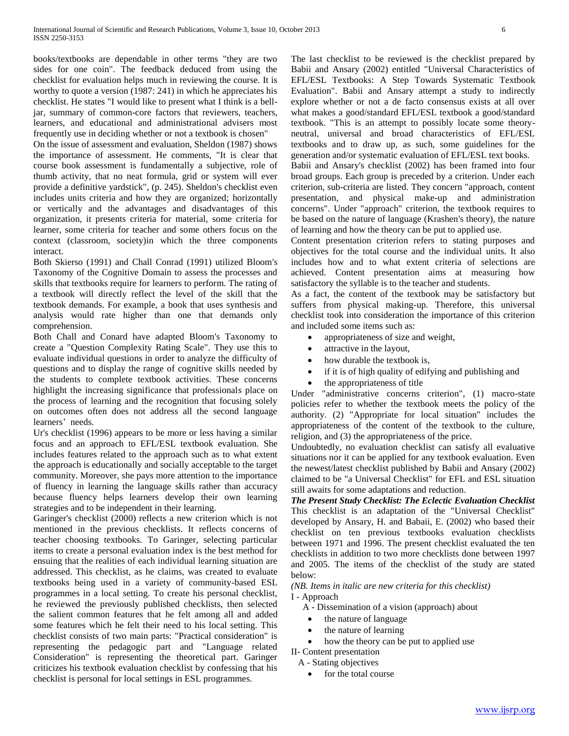books/textbooks are dependable in other terms "they are two sides for one coin". The feedback deduced from using the checklist for evaluation helps much in reviewing the course. It is worthy to quote a version (1987: 241) in which he appreciates his checklist. He states "I would like to present what I think is a bell-jar, summary of common-core factors that reviewers, teachers, learners, and educational and administrational advisers most frequently use in deciding whether or not a textbook is chosen"

On the issue of assessment and evaluation, Sheldon (1987) shows the importance of assessment. He comments, "It is clear that course book assessment is fundamentally a subjective, role of thumb activity, that no neat formula, grid or system will ever provide a definitive yardstick", (p. 245). Sheldon's checklist even includes units criteria and how they are organized; horizontally or vertically and the advantages and disadvantages of this organization, it presents criteria for material, some criteria for learner, some criteria for teacher and some others focus on the context (classroom, society)in which the three components interact.

Both Skierso (1991) and Chall Conrad (1991) utilized Bloom's Taxonomy of the Cognitive Domain to assess the processes and skills that textbooks require for learners to perform. The rating of a textbook will directly reflect the level of the skill that the textbook demands. For example, a book that uses synthesis and analysis would rate higher than one that demands only comprehension.

Both Chall and Conard have adapted Bloom's Taxonomy to create a "Question Complexity Rating Scale". They use this to evaluate individual questions in order to analyze the difficulty of questions and to display the range of cognitive skills needed by the students to complete textbook activities. These concerns highlight the increasing significance that professionals place on the process of learning and the recognition that focusing solely on outcomes often does not address all the second language learners' needs.

Ur's checklist (1996) appears to be more or less having a similar focus and an approach to EFL/ESL textbook evaluation. She includes features related to the approach such as to what extent the approach is educationally and socially acceptable to the target community. Moreover, she pays more attention to the importance of fluency in learning the language skills rather than accuracy because fluency helps learners develop their own learning strategies and to be independent in their learning.

Garinger's checklist (2000) reflects a new criterion which is not mentioned in the previous checklists. It reflects concerns of teacher choosing textbooks. To Garinger, selecting particular items to create a personal evaluation index is the best method for ensuring that the realities of each individual learning situation are addressed. This checklist, as he claims, was created to evaluate textbooks being used in a variety of community-based ESL programmes in a local setting. To create his personal checklist, he reviewed the previously published checklists, then selected the salient common features that he felt among all and added some features which he felt their need to his local setting. This checklist consists of two main parts: "Practical consideration" is representing the pedagogic part and "Language related Consideration" is representing the theoretical part. Garinger criticizes his textbook evaluation checklist by confessing that his checklist is personal for local settings in ESL programmes.

The last checklist to be reviewed is the checklist prepared by Babii and Ansary (2002) entitled "Universal Characteristics of EFL/ESL Textbooks: A Step Towards Systematic Textbook Evaluation". Babii and Ansary attempt a study to indirectly explore whether or not a de facto consensus exists at all over what makes a good/standard EFL/ESL textbook a good/standard textbook. "This is an attempt to possibly locate some theory-neutral, universal and broad characteristics of EFL/ESL textbooks and to draw up, as such, some guidelines for the generation and/or systematic evaluation of EFL/ESL text books.

Babii and Ansary's checklist (2002) has been framed into four broad groups. Each group is preceded by a criterion. Under each criterion, sub-criteria are listed. They concern "approach, content presentation, and physical make-up and administration concerns". Under "approach" criterion, the textbook requires to be based on the nature of language (Krashen's theory), the nature of learning and how the theory can be put to applied use.

Content presentation criterion refers to stating purposes and objectives for the total course and the individual units. It also includes how and to what extent criteria of selections are achieved. Content presentation aims at measuring how satisfactory the syllable is to the teacher and students.

As a fact, the content of the textbook may be satisfactory but suffers from physical making-up. Therefore, this universal checklist took into consideration the importance of this criterion and included some items such as:

- appropriateness of size and weight,
- attractive in the layout,
- how durable the textbook is,
- if it is of high quality of edifying and publishing and
- the appropriateness of title

Under "administrative concerns criterion", (1) macro-state policies refer to whether the textbook meets the policy of the authority. (2) "Appropriate for local situation" includes the appropriateness of the content of the textbook to the culture, religion, and (3) the appropriateness of the price.

Undoubtedly, no evaluation checklist can satisfy all evaluative situations nor it can be applied for any textbook evaluation. Even the newest/latest checklist published by Babii and Ansary (2002) claimed to be "a Universal Checklist" for EFL and ESL situation still awaits for some adaptations and reduction.

***The Present Study Checklist: The Eclectic Evaluation Checklist***

This checklist is an adaptation of the "Universal Checklist" developed by Ansary, H. and Babaii, E. (2002) who based their checklist on ten previous textbooks evaluation checklists between 1971 and 1996. The present checklist evaluated the ten checklists in addition to two more checklists done between 1997 and 2005. The items of the checklist of the study are stated below:

*(NB. Items in italic are new criteria for this checklist)*

I - Approach

A - Dissemination of a vision (approach) about

- the nature of language
- the nature of learning
- how the theory can be put to applied use

II- Content presentation

A - Stating objectives

- for the total course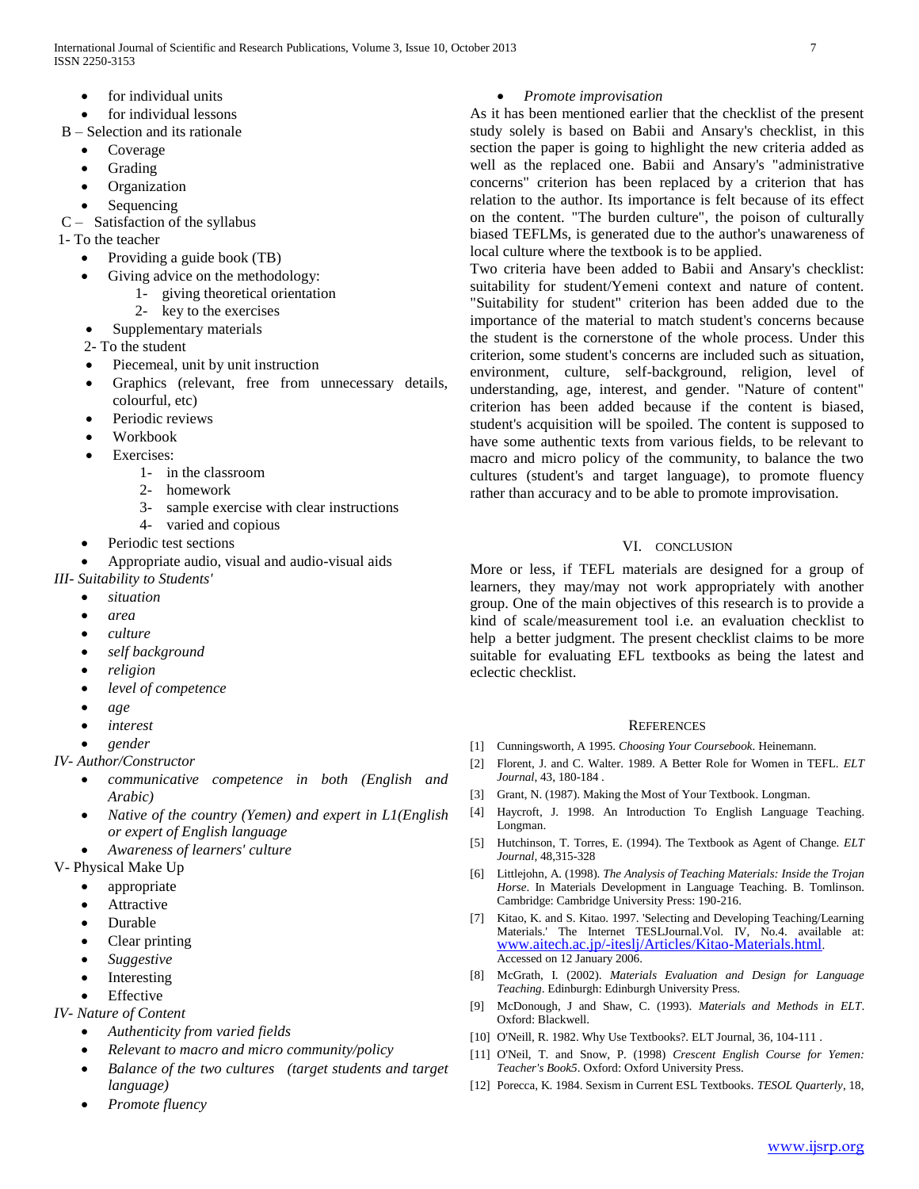- for individual units
- for individual lessons

B – Selection and its rationale

- Coverage
- Grading
- Organization
- Sequencing

C – Satisfaction of the syllabus

1- To the teacher

- Providing a guide book (TB)
- Giving advice on the methodology:
  1- giving theoretical orientation
  2- key to the exercises
- Supplementary materials

2- To the student

- Piecemeal, unit by unit instruction
- Graphics (relevant, free from unnecessary details, colourful, etc)
- Periodic reviews
- Workbook
- Exercises:
  1- in the classroom
  2- homework
  3- sample exercise with clear instructions
  4- varied and copious
- Periodic test sections
- Appropriate audio, visual and audio-visual aids

*III- Suitability to Students'*

- *situation*
- *area*
- *culture*
- *self background*
- *religion*
- *level of competence*
- *age*
- *interest*
- *gender*

*IV- Author/Constructor*

- *communicative competence in both (English and Arabic)*
- *Native of the country (Yemen) and expert in L1(English or expert of English language*
- *Awareness of learners' culture*

V- Physical Make Up

- appropriate
- Attractive
- Durable
- Clear printing
- *Suggestive*
- Interesting
- Effective

*IV- Nature of Content*

- *Authenticity from varied fields*
- *Relevant to macro and micro community/policy*
- *Balance of the two cultures (target students and target language)*
- *Promote fluency*
- *Promote improvisation*

As it has been mentioned earlier that the checklist of the present study solely is based on Babii and Ansary's checklist, in this section the paper is going to highlight the new criteria added as well as the replaced one. Babii and Ansary's "administrative concerns" criterion has been replaced by a criterion that has relation to the author. Its importance is felt because of its effect on the content. "The burden culture", the poison of culturally biased TEFLMs, is generated due to the author's unawareness of local culture where the textbook is to be applied.

Two criteria have been added to Babii and Ansary's checklist: suitability for student/Yemeni context and nature of content. "Suitability for student" criterion has been added due to the importance of the material to match student's concerns because the student is the cornerstone of the whole process. Under this criterion, some student's concerns are included such as situation, environment, culture, self-background, religion, level of understanding, age, interest, and gender. "Nature of content" criterion has been added because if the content is biased, student's acquisition will be spoiled. The content is supposed to have some authentic texts from various fields, to be relevant to macro and micro policy of the community, to balance the two cultures (student's and target language), to promote fluency rather than accuracy and to be able to promote improvisation.

## VI. Conclusion

More or less, if TEFL materials are designed for a group of learners, they may/may not work appropriately with another group. One of the main objectives of this research is to provide a kind of scale/measurement tool i.e. an evaluation checklist to help a better judgment. The present checklist claims to be more suitable for evaluating EFL textbooks as being the latest and eclectic checklist.

## References

[1] Cunningsworth, A 1995. *Choosing Your Coursebook*. Heinemann.

[2] Florent, J. and C. Walter. 1989. A Better Role for Women in TEFL. *ELT Journal*, 43, 180-184 .

[3] Grant, N. (1987). Making the Most of Your Textbook. Longman.

[4] Haycroft, J. 1998. An Introduction To English Language Teaching. Longman.

[5] Hutchinson, T. Torres, E. (1994). The Textbook as Agent of Change. *ELT Journal*, 48,315-328

[6] Littlejohn, A. (1998). *The Analysis of Teaching Materials: Inside the Trojan Horse*. In Materials Development in Language Teaching. B. Tomlinson. Cambridge: Cambridge University Press: 190-216.

[7] Kitao, K. and S. Kitao. 1997. 'Selecting and Developing Teaching/Learning Materials.' The Internet TESLJournal.Vol. IV, No.4. available at: www.aitech.ac.jp/-iteslj/Articles/Kitao-Materials.html. Accessed on 12 January 2006.

[8] McGrath, I. (2002). *Materials Evaluation and Design for Language Teaching*. Edinburgh: Edinburgh University Press.

[9] McDonough, J and Shaw, C. (1993). *Materials and Methods in ELT*. Oxford: Blackwell.

[10] O'Neill, R. 1982. Why Use Textbooks?. ELT Journal, 36, 104-111 .

[11] O'Neil, T. and Snow, P. (1998) *Crescent English Course for Yemen: Teacher's Book5*. Oxford: Oxford University Press.

[12] Porecca, K. 1984. Sexism in Current ESL Textbooks. *TESOL Quarterly*, 18,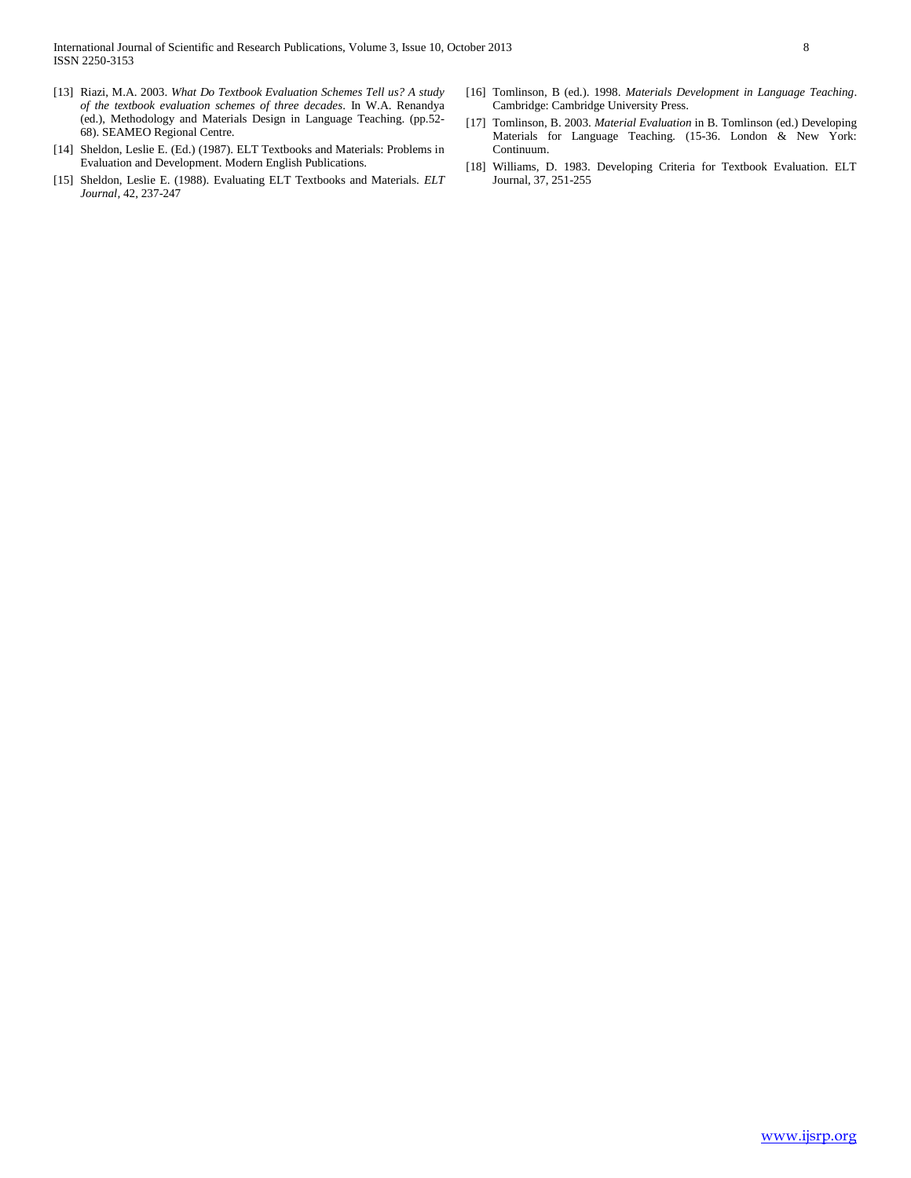[13] Riazi, M.A. 2003. *What Do Textbook Evaluation Schemes Tell us? A study of the textbook evaluation schemes of three decades*. In W.A. Renandya (ed.), Methodology and Materials Design in Language Teaching. (pp.52-68). SEAMEO Regional Centre.

[14] Sheldon, Leslie E. (Ed.) (1987). ELT Textbooks and Materials: Problems in Evaluation and Development. Modern English Publications.

[15] Sheldon, Leslie E. (1988). Evaluating ELT Textbooks and Materials. *ELT Journal*, 42, 237-247

[16] Tomlinson, B (ed.). 1998. *Materials Development in Language Teaching*. Cambridge: Cambridge University Press.

[17] Tomlinson, B. 2003. *Material Evaluation* in B. Tomlinson (ed.) Developing Materials for Language Teaching. (15-36. London & New York: Continuum.

[18] Williams, D. 1983. Developing Criteria for Textbook Evaluation. ELT Journal, 37, 251-255